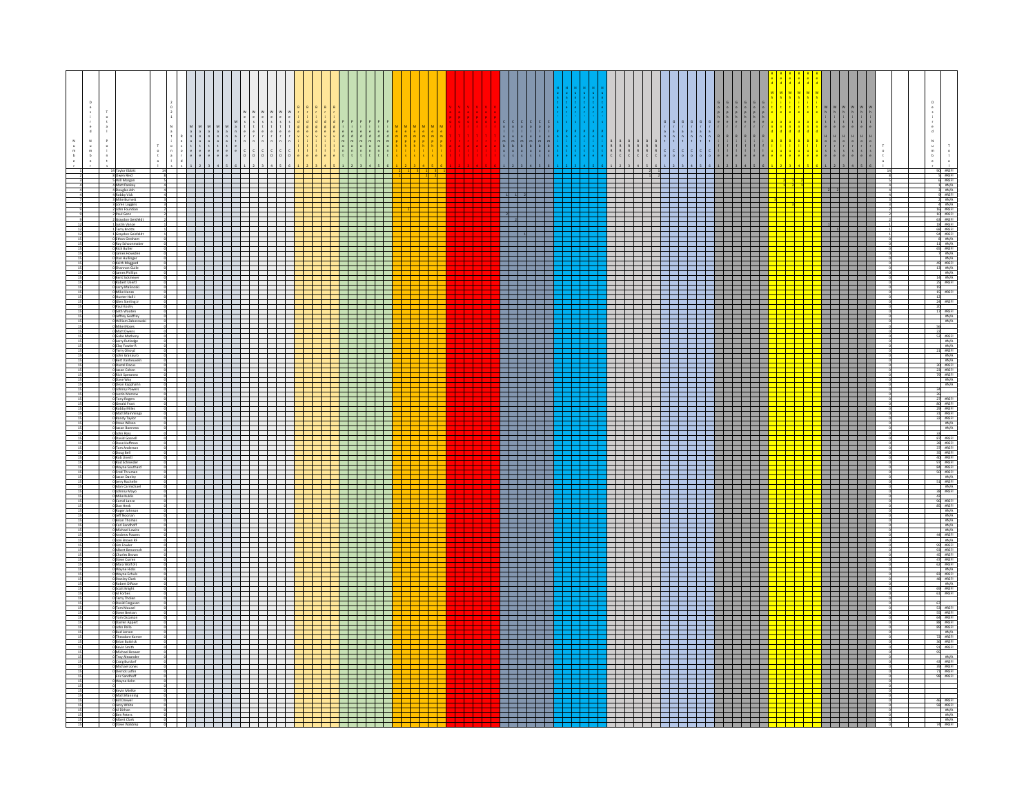| Number | Total Points | Name | Total | Desired Number | |
|---|---|---|---|---|---|
| 1 | 14 | Taylor Ebbitt | 14 | 90 | #REF! |
| 2 | 8 | Owen Reid | 8 | 5 | #REF! |
| 3 | 5 | Will Morgan | 5 | 3 | #REF! |
| 4 | 4 | Matt Pankey | 4 | 9 | #N/A |
| 4 | 4 | Douglas Ash | 4 | 4 | #N/A |
| 4 | 4 | Bobby Vick | 4 | 9 | #REF! |
| 7 | 3 | Mike Burnett | 3 | 2 | #N/A |
| 7 | 3 | Loren Loggins | 3 | 7 | #N/A |
| 9 | 2 | John Fountain | 2 | 16 | #REF! |
| 9 | 2 | Paul Gertz | 2 | 10 | #REF! |
| 9 | 2 | Graydon Geisfeldt | 2 | 62 | #REF! |
| 12 | 1 | Justin Vance | 1 | 18 | #REF! |
| 12 | 1 | Terry Knotts | 1 | 68 | #REF! |
| 12 | 1 | Graydon Geisfeldt | 1 | 94 | #REF! |
| 15 | 0 | Ethan Gresham | 0 | 8 | #N/A |
| 15 | 0 | Ray Schoonmaker | 0 | 11 | #N/A |
| 15 | 0 | Rich Butler | 0 | 65 | #REF! |
| 15 | 0 | James Howsden | 0 | | #N/A |
| 15 | 0 | Dan Hullinger | 0 | | #N/A |
| 15 | 0 | Keith Maggard | 0 | 89 | #REF! |
| 15 | 0 | Shannon Scalin | 0 | 13 | #N/A |
| 15 | 0 | James Phillips | 0 | | #N/A |
| 15 | 0 | Bert Sickmeyer | 0 | 34 | #N/A |
| 15 | 0 | Robert Unertl | 0 | 35 | #REF! |
| 15 | 0 | Larry Malinoski | 0 | 19 | |
| 15 | 0 | Mike Hanes | 0 | 17 | #REF! |
| 15 | 0 | Hunter Hall J | 0 | 15 | |
| 15 | 0 | Glen Sterling Jr | 0 | 24 | #REF! |
| 15 | 0 | Paul Roshy | 0 | 29 | |
| 15 | 0 | Seth Wooten | 0 | 17 | #REF! |
| 15 | 0 | Jeffrey Godfrey | 0 | | #N/A |
| 15 | 0 | William Zaborowski | 0 | | #N/A |
| 15 | 0 | Mike Moses | 0 | 56 | |
| 15 | 0 | Matt Owens | 0 | 22 | |
| 15 | 0 | Gabe Matheny | 0 | 52 | #REF! |
| 15 | 0 | Larry Rutledge | 0 | | #N/A |
| 15 | 0 | Clay Fowler R | 0 | | #N/A |
| 15 | 0 | Terry Otroyd | 0 | 23 | #REF! |
| 15 | 0 | John Seamans | 0 | | #N/A |
| 15 | 0 | Bert Vanheuvelin | 0 | | #N/A |
| 15 | 0 | Darrel Dacus | 0 | 48 | #REF! |
| 15 | 0 | Jason Cohen | 0 | 26 | #REF! |
| 15 | 0 | Rich Speranzo | 0 | 76 | #REF! |
| 15 | 0 | Dave Way | 0 | | #N/A |
| 15 | 0 | Dean Rappholm | 0 | | #N/A |
| 15 | 0 | Johnny Powers | 0 | | |
| 15 | 0 | Justin Moreno | 0 | 36 | |
| 15 | 0 | Tony Rogers | 0 | 26 | |
| 15 | 0 | Gerald Frost | 0 | 77 | #REF! |
| 15 | 0 | Bobby Miles | 0 | 86 | #REF! |
| 15 | 0 | Matt Mannings | 0 | 29 | #REF! |
| 15 | 0 | Randy Taylor | 0 | 33 | #REF! |
| 15 | 0 | Steve Wilson | 0 | 81 | #REF! |
| 15 | 0 | Jason Boemmo | 0 | | #N/A |
| 15 | 0 | Luke Ross | 0 | | #N/A |
| 15 | 0 | David Gosnell | 0 | 63 | |
| 15 | 0 | Dave Huffman | 0 | 87 | #REF! |
| 15 | 0 | Tom Anderson | 0 | 28 | #REF! |
| 15 | 0 | Doug Bell | 0 | 27 | #REF! |
| 15 | 0 | Rob Unertl | 0 | 85 | #REF! |
| 15 | 0 | Rod Schneider | 0 | 40 | #REF! |
| 15 | 0 | Wayne Southard | 0 | 97 | #REF! |
| 15 | 0 | Fred Thruman | 0 | 84 | #REF! |
| 15 | 0 | Jason Dentey | 0 | 58 | #REF! |
| 15 | 0 | Jerry Rochelle | 0 | | #N/A |
| 15 | 0 | Alan Carmichael | 0 | 53 | #REF! |
| 15 | 0 | Johnny Mayo | 0 | | #N/A |
| 15 | 0 | Mike Kulda | 0 | 38 | #REF! |
| 15 | 0 | Carrol Lance | 0 | 92 | |
| 15 | 0 | Dan Henk | 0 | 96 | #REF! |
| 15 | 0 | Roger Johnson | 0 | 95 | #REF! |
| 15 | 0 | Jeff Noonan | 0 | | #N/A |
| 15 | 0 | Brian Thomas | 0 | | #N/A |
| 15 | 0 | Carl Sandhoff | 0 | | #N/A |
| 15 | 0 | Michael Lewis | 0 | | #N/A |
| 15 | 0 | Andrew Powers | 0 | 44 | #REF! |
| 15 | 0 | Jon Brown III | 0 | | #N/A |
| 15 | 0 | Jim Fowler | 0 | 99 | #REF! |
| 15 | 0 | Albert Benamoch | 0 | 93 | #REF! |
| 15 | 0 | Charles Brown | 0 | 49 | #REF! |
| 15 | 0 | Steve Curren | 0 | 47 | #REF! |
| 15 | 0 | Maia Wolf (F) | 0 | 62 | #REF! |
| 15 | 0 | Wayne Hicks | 0 | | #N/A |
| 15 | 0 | Wayne Echols | 0 | 83 | #REF! |
| 15 | 0 | Stanley Clark | 0 | 88 | #REF! |
| 15 | 0 | Robert DiRose | 0 | | #N/A |
| 15 | 0 | Scott Knight | 0 | 69 | #REF! |
| 15 | 0 | Al Forbes | 0 | 43 | #REF! |
| 15 | 0 | Terry Tholen | 0 | | |
| 15 | 0 | David Ferguson | 0 | 67 | |
| 15 | 0 | Tom Mousel | 0 | 53 | #REF! |
| 15 | 0 | Steve Bertoin | 0 | 55 | #REF! |
| 15 | 0 | Tom Ostaman | 0 | 64 | #REF! |
| 15 | 0 | Darren Appert | 0 | 88 | #REF! |
| 15 | 0 | John Rella | 0 | 89 | #REF! |
| 15 | 0 | Bud Larson | 0 | | #N/A |
| 15 | 0 | Theodore Romer | 0 | 75 | #REF! |
| 15 | 0 | Brian Ruttrick | 0 | 36 | #REF! |
| 15 | 0 | Kevin Smith | 0 | 91 | #REF! |
| 15 | 0 | Michael Brewer | 0 | 45 | |
| 15 | 0 | Troy Alexander | 0 | | #N/A |
| 15 | 0 | Craig Bundorf | 0 | 44 | #REF! |
| 15 | 0 | Michael Jones | 0 | 59 | #REF! |
| 15 | 0 | Dennis Loftin | 0 | 71 | #REF! |
| 15 | 0 | Eric Sandhoff | 0 | 98 | #REF! |
| 15 | 0 | Wayne Kelm | 0 | | |
| 15 | 0 | | 0 | | |
| 15 | 0 | Kevin Mielke | 0 | | |
| 15 | 0 | Matt Manning | 0 | | |
| 15 | 0 | Bill Drewel | 0 | 46 | #REF! |
| 15 | 0 | Jerry White | 0 | 68 | #REF! |
| 15 | 0 | Al Dirtzen | 0 | | #N/A |
| 15 | 0 | Ben Peters | 0 | | #N/A |
| 15 | 0 | Albert Clark | 0 | | #N/A |
| 15 | 0 | Steve Waldrep | 0 | 74 | #REF! |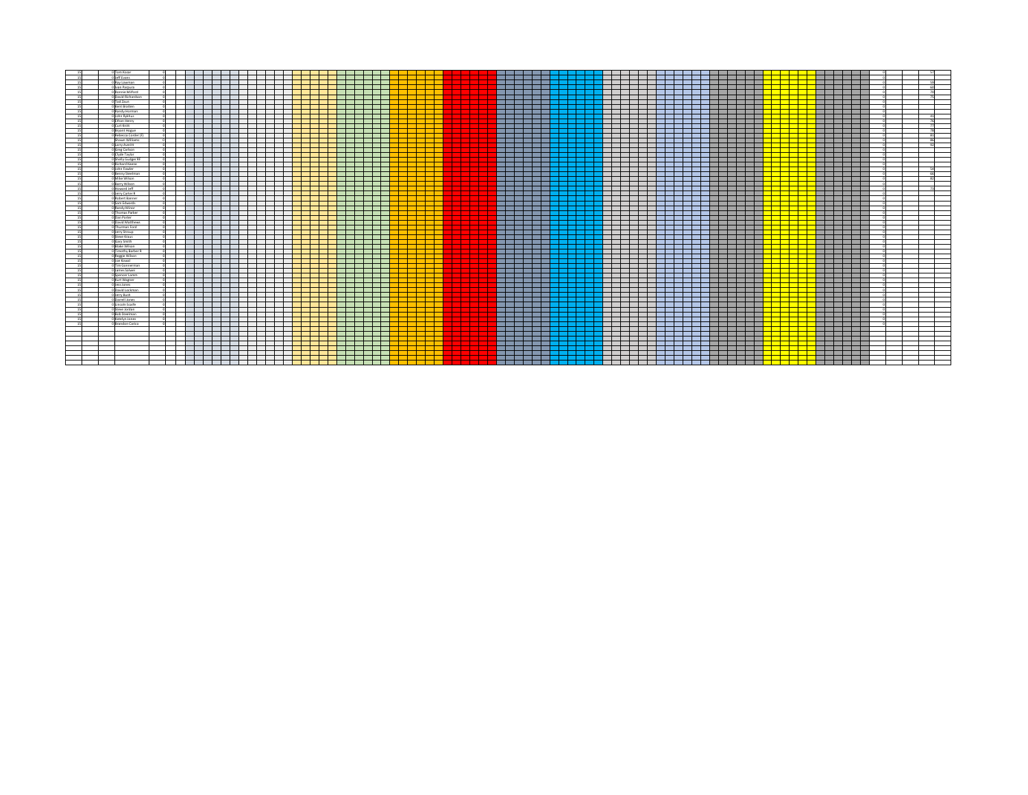| | | | | | |
|---|---|---|---|---|---|
| 15 | 0 | Tom Kezar | 0 | 0 | 57 |
| 15 | 0 | Jeff Evans | 0 | 0 | |
| 15 | 0 | Ray Lowman | 0 | 0 | 59 |
| 15 | 0 | Ivan Parpura | 0 | 0 | 60 |
| 15 | 0 | Ronnie Milford | 0 | 0 | 76 |
| 15 | 0 | David Richardson | 0 | 0 | 75 |
| 15 | 0 | Ted Zaun | 0 | 0 | |
| 15 | 0 | Kent Britten | 0 | 0 | |
| 15 | 0 | Randy Horman | 0 | 0 | |
| 15 | 0 | John Rybikus | 0 | 0 | 45 |
| 15 | 0 | Ethan Henry | 0 | 0 | 76 |
| 15 | 0 | Curt Knitt | 0 | 0 | 77 |
| 15 | 0 | Bryant Hogue | 0 | 0 | 78 |
| 15 | 0 | Rebecca Colder (F) | 0 | 0 | 81 |
| 15 | 0 | Shawn Williams | 0 | 0 | 86 |
| 15 | 0 | Larry Averitt | 0 | 0 | 90 |
| 15 | 0 | Greg Carlson | 0 | 0 | |
| 15 | 0 | Clyde Taylor | 0 | 0 | |
| 15 | 0 | Shelly Gadger RF | 0 | 0 | |
| 15 | 0 | Richard Keene | 0 | 0 | |
| 15 | 0 | John Fowler | 0 | 0 | 54 |
| 15 | 0 | Benny Steelman | 0 | 0 | 66 |
| 15 | 0 | Mike Wilson | 0 | 0 | 82 |
| 15 | 0 | Barry Wilson | 0 | 0 | |
| 15 | 0 | Howard Jeff | 0 | 0 | 73 |
| 15 | 0 | Jerry Carter R | 0 | 0 | |
| 15 | 0 | Robert Banner | 0 | 0 | |
| 15 | 0 | Sam Edwards | 0 | 0 | |
| 15 | 0 | Randy Minor | 0 | 0 | |
| 15 | 0 | Thomas Parker | 0 | 0 | |
| 15 | 0 | Dan Porter | 0 | 0 | |
| 15 | 0 | David Matthews | 0 | 0 | |
| 15 | 0 | Thurman Ford | 0 | 0 | |
| 15 | 0 | Jerry Stroup | 0 | 0 | |
| 15 | 0 | Steve Kraus | 0 | 0 | |
| 15 | 0 | Gary Smith | 0 | 0 | |
| 15 | 0 | Blake Wilson | 0 | 0 | |
| 15 | 0 | Timothy Barber R | 0 | 0 | |
| 15 | 0 | Reggie Wilson | 0 | 0 | |
| 15 | 0 | Joe Kowal | 0 | 0 | |
| 15 | 0 | Tim Gonnerman | 0 | 0 | |
| 15 | 0 | James Salwei | 0 | 0 | |
| 15 | 0 | Spencer Lamm | 0 | 0 | |
| 15 | 0 | Bart Wagner | 0 | 0 | |
| 15 | 0 | Wes Jones | 0 | 0 | |
| 15 | 0 | David Lockman | 0 | 0 | |
| 15 | 0 | Jerry Bush | 0 | 0 | |
| 15 | 0 | Darrell Jones | 0 | 0 | |
| 15 | 0 | Lincoln Scaife | 0 | 0 | |
| 15 | 0 | Steve Jordan | 0 | 0 | |
| 15 | 0 | Bob Steelman | 0 | 0 | |
| 15 | 0 | Katelyn Jones | 0 | 0 | |
| 15 | 0 | Brandon Canco | 0 | 0 | |